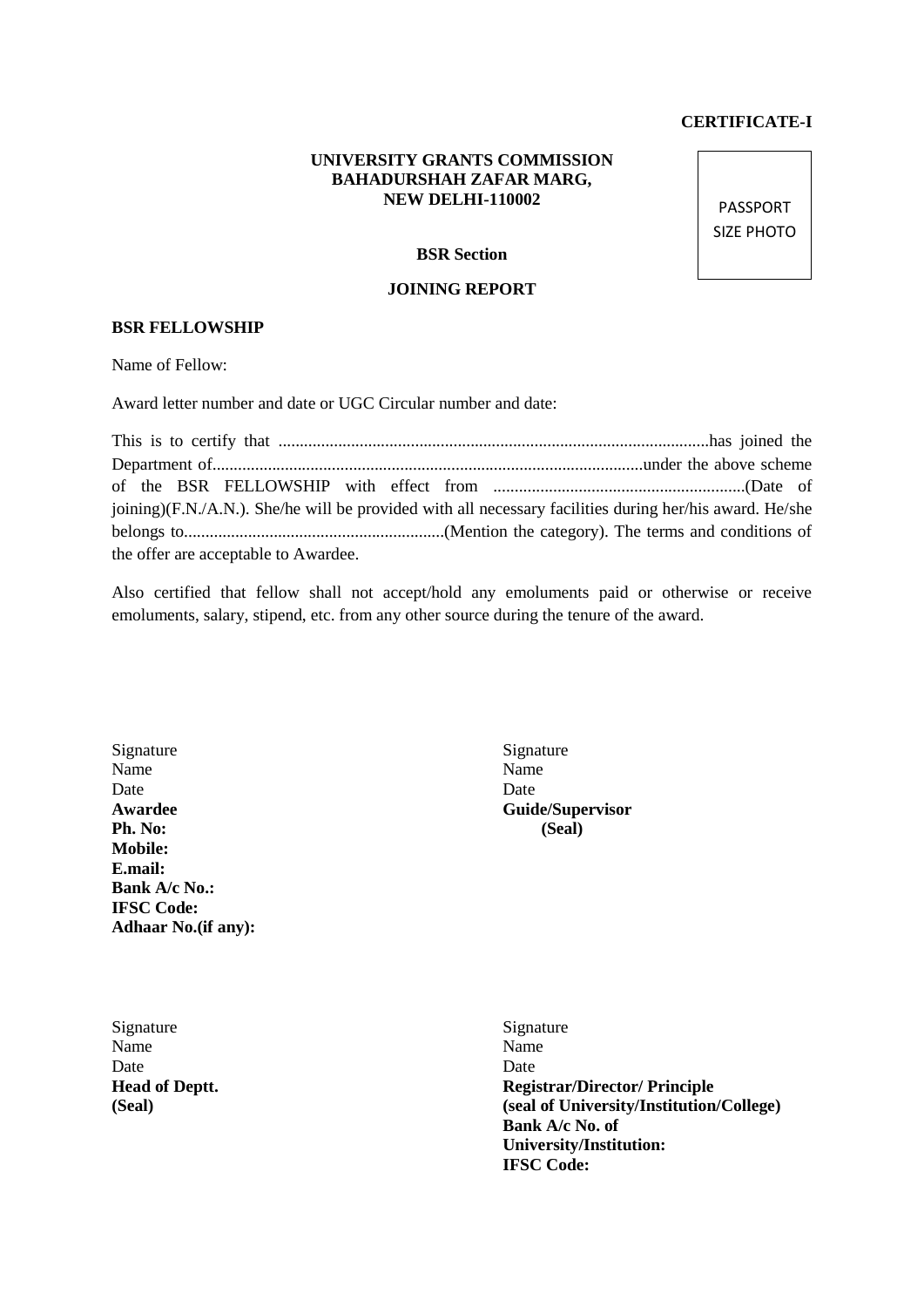**CERTIFICATE-I**

**UNIVERSITY GRANTS COMMISSION**
**BAHADURSHAH ZAFAR MARG,**
**NEW DELHI-110002**

PASSPORT SIZE PHOTO

**BSR Section**

**JOINING REPORT**

**BSR FELLOWSHIP**

Name of Fellow:

Award letter number and date or UGC Circular number and date:

This is to certify that ....................................................................................................has joined the Department of.....................................................................................................under the above scheme of the BSR FELLOWSHIP with effect from ...........................................................(Date of joining)(F.N./A.N.). She/he will be provided with all necessary facilities during her/his award. He/she belongs to.............................................................(Mention the category). The terms and conditions of the offer are acceptable to Awardee.

Also certified that fellow shall not accept/hold any emoluments paid or otherwise or receive emoluments, salary, stipend, etc. from any other source during the tenure of the award.

Signature
Name
Date
**Awardee**
**Ph. No:**
**Mobile:**
**E.mail:**
**Bank A/c No.:**
**IFSC Code:**
**Adhaar No.(if any):**

Signature
Name
Date
**Guide/Supervisor**
**(Seal)**

Signature
Name
Date
**Head of Deptt.**
**(Seal)**

Signature
Name
Date
**Registrar/Director/ Principle**
**(seal of University/Institution/College)**
**Bank A/c No. of University/Institution:**
**IFSC Code:**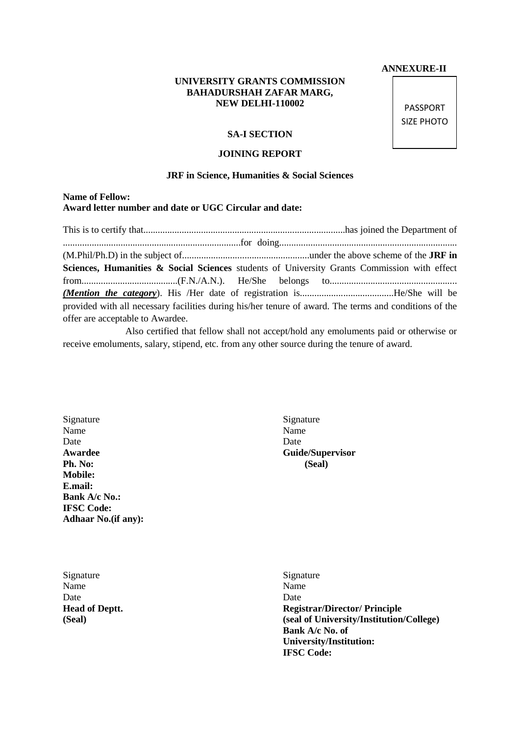**ANNEXURE-II**

**UNIVERSITY GRANTS COMMISSION**
**BAHADURSHAH ZAFAR MARG,**
**NEW DELHI-110002**

PASSPORT SIZE PHOTO

**SA-I SECTION**

**JOINING REPORT**

**JRF in Science, Humanities & Social Sciences**

**Name of Fellow:**
**Award letter number and date or UGC Circular and date:**

This is to certify that...................................................................................has joined the Department of ..........................................................................for doing.......................................................................... (M.Phil/Ph.D) in the subject of.....................................................under the above scheme of the **JRF in Sciences, Humanities & Social Sciences** students of University Grants Commission with effect from........................................(F.N./A.N.). He/She belongs to..................................................... ***(Mention the category)***. His /Her date of registration is.......................................He/She will be provided with all necessary facilities during his/her tenure of award. The terms and conditions of the offer are acceptable to Awardee.

Also certified that fellow shall not accept/hold any emoluments paid or otherwise or receive emoluments, salary, stipend, etc. from any other source during the tenure of award.

Signature
Name
Date
**Awardee**
**Ph. No:**
**Mobile:**
**E.mail:**
**Bank A/c No.:**
**IFSC Code:**
**Adhaar No.(if any):**

Signature
Name
Date
**Guide/Supervisor**
**(Seal)**

Signature
Name
Date
**Head of Deptt.**
**(Seal)**

Signature
Name
Date
**Registrar/Director/ Principle**
**(seal of University/Institution/College)**
**Bank A/c No. of University/Institution:**
**IFSC Code:**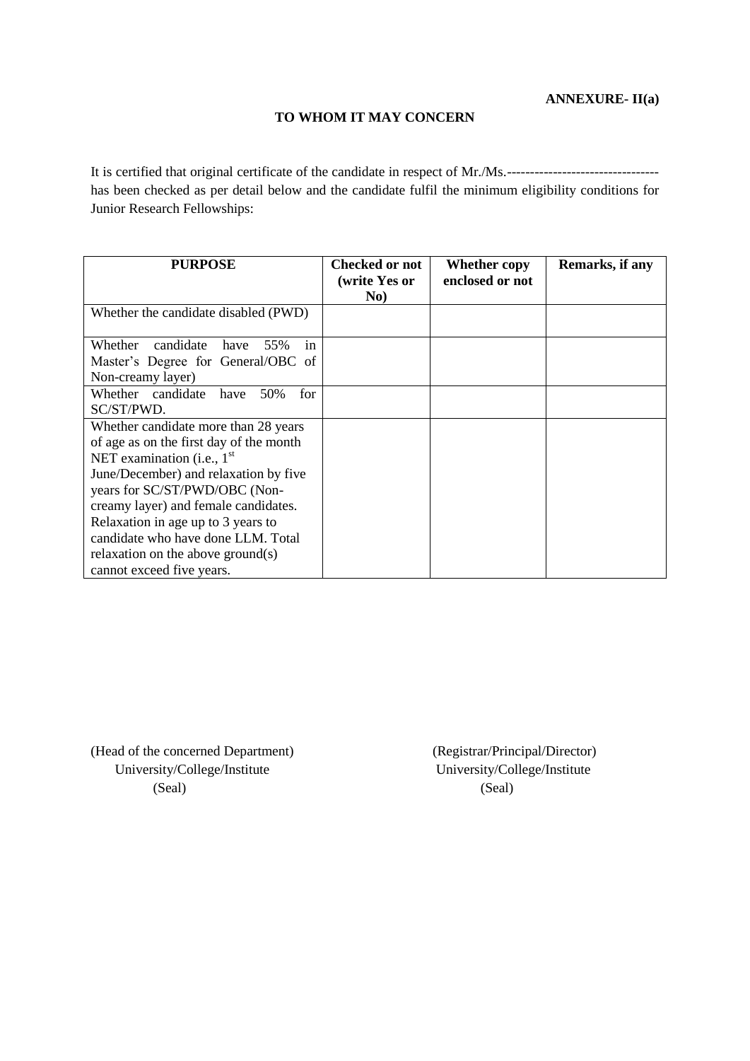**ANNEXURE- II(a)**

**TO WHOM IT MAY CONCERN**

It is certified that original certificate of the candidate in respect of Mr./Ms.--------------------------------- has been checked as per detail below and the candidate fulfil the minimum eligibility conditions for Junior Research Fellowships:

| **PURPOSE** | **Checked or not (write Yes or No)** | **Whether copy enclosed or not** | **Remarks, if any** |
|---|---|---|---|
| Whether the candidate disabled (PWD) | | | |
| Whether candidate have 55% in Master's Degree for General/OBC of Non-creamy layer) | | | |
| Whether candidate have 50% for SC/ST/PWD. | | | |
| Whether candidate more than 28 years of age as on the first day of the month NET examination (i.e., 1st June/December) and relaxation by five years for SC/ST/PWD/OBC (Non-creamy layer) and female candidates. Relaxation in age up to 3 years to candidate who have done LLM. Total relaxation on the above ground(s) cannot exceed five years. | | | |

(Head of the concerned Department)
University/College/Institute
(Seal)

(Registrar/Principal/Director)
University/College/Institute
(Seal)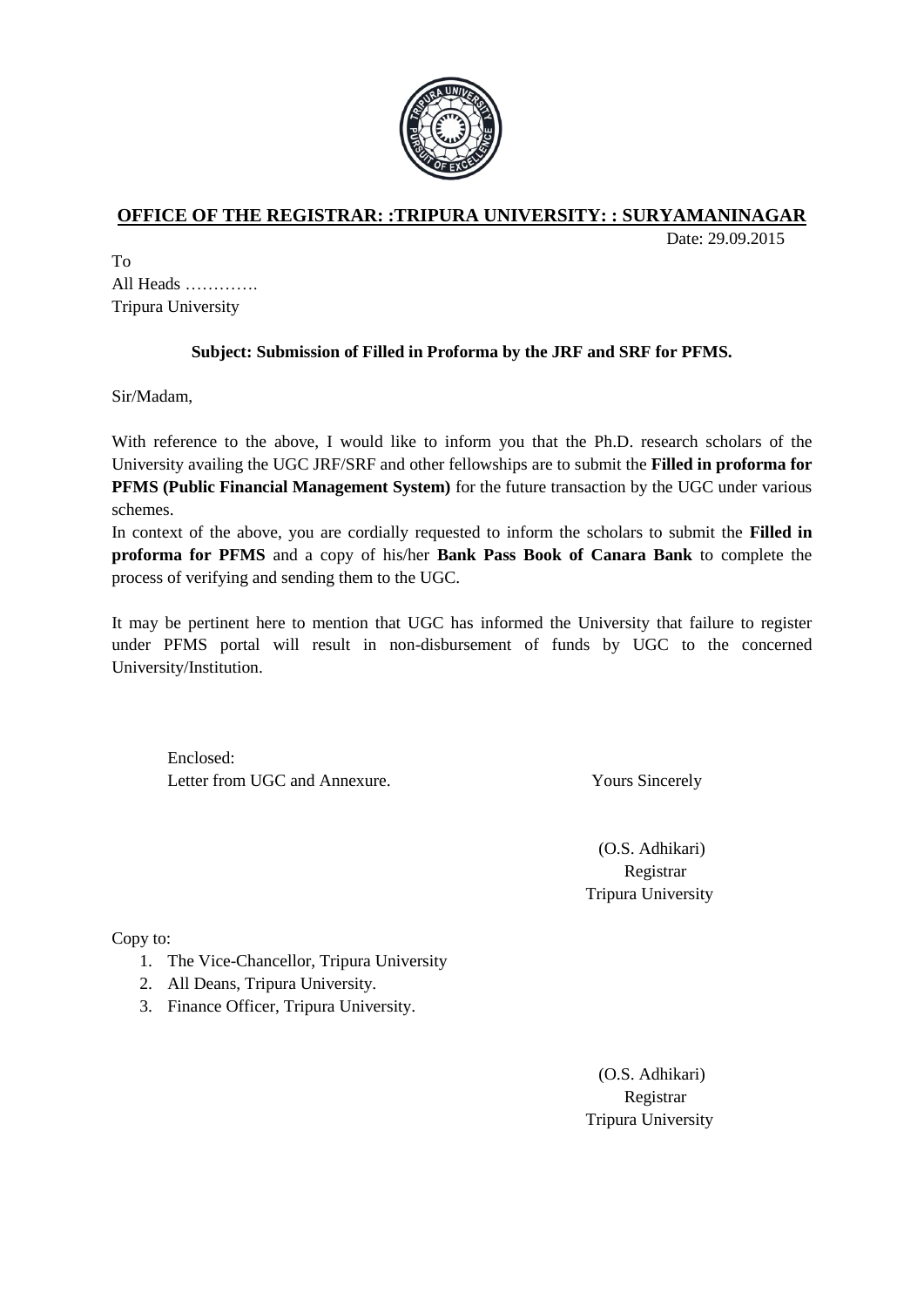**OFFICE OF THE REGISTRAR: :TRIPURA UNIVERSITY: : SURYAMANINAGAR**

Date: 29.09.2015

To
All Heads ………….
Tripura University

**Subject: Submission of Filled in Proforma by the JRF and SRF for PFMS.**

Sir/Madam,

With reference to the above, I would like to inform you that the Ph.D. research scholars of the University availing the UGC JRF/SRF and other fellowships are to submit the **Filled in proforma for PFMS (Public Financial Management System)** for the future transaction by the UGC under various schemes.

In context of the above, you are cordially requested to inform the scholars to submit the **Filled in proforma for PFMS** and a copy of his/her **Bank Pass Book of Canara Bank** to complete the process of verifying and sending them to the UGC.

It may be pertinent here to mention that UGC has informed the University that failure to register under PFMS portal will result in non-disbursement of funds by UGC to the concerned University/Institution.

Enclosed:
Letter from UGC and Annexure.

Yours Sincerely

(O.S. Adhikari)
Registrar
Tripura University

Copy to:

1. The Vice-Chancellor, Tripura University
2. All Deans, Tripura University.
3. Finance Officer, Tripura University.

(O.S. Adhikari)
Registrar
Tripura University